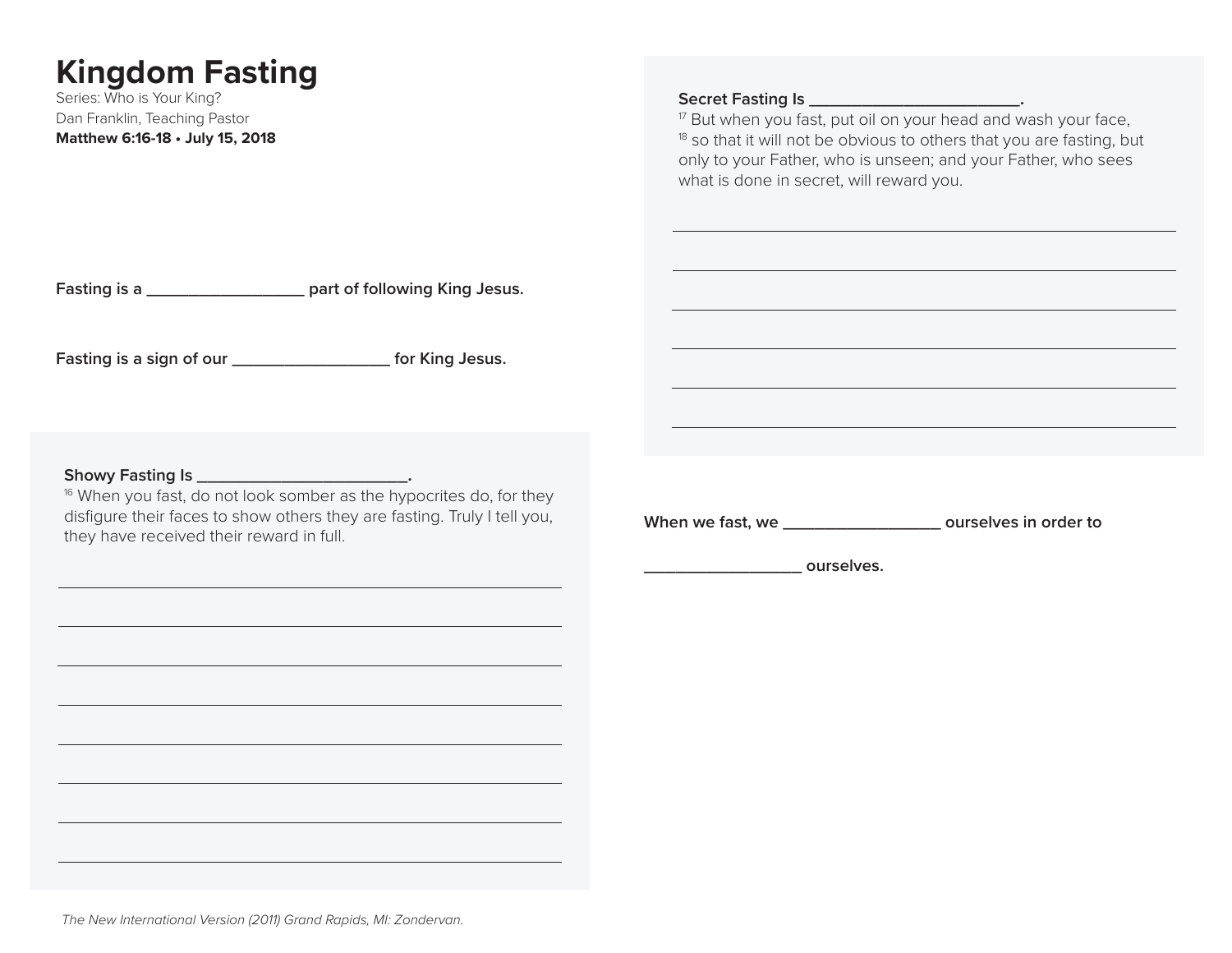# Kingdom Fasting

Series: Who is Your King?

Dan Franklin, Teaching Pastor

**Matthew 6:16-18 • July 15, 2018**

**Fasting is a __________________ part of following King Jesus.**

**Fasting is a sign of our __________________ for King Jesus.**

**Showy Fasting Is ________________________.**

[16] When you fast, do not look somber as the hypocrites do, for they disfigure their faces to show others they are fasting. Truly I tell you, they have received their reward in full.

______________________________________________________________

______________________________________________________________

______________________________________________________________

______________________________________________________________

______________________________________________________________

______________________________________________________________

______________________________________________________________

______________________________________________________________

**Secret Fasting Is ________________________.**

[17] But when you fast, put oil on your head and wash your face, [18] so that it will not be obvious to others that you are fasting, but only to your Father, who is unseen; and your Father, who sees what is done in secret, will reward you.

______________________________________________________________

______________________________________________________________

______________________________________________________________

______________________________________________________________

______________________________________________________________

______________________________________________________________

**When we fast, we __________________ ourselves in order to __________________ ourselves.**

*The New International Version (2011) Grand Rapids, MI: Zondervan.*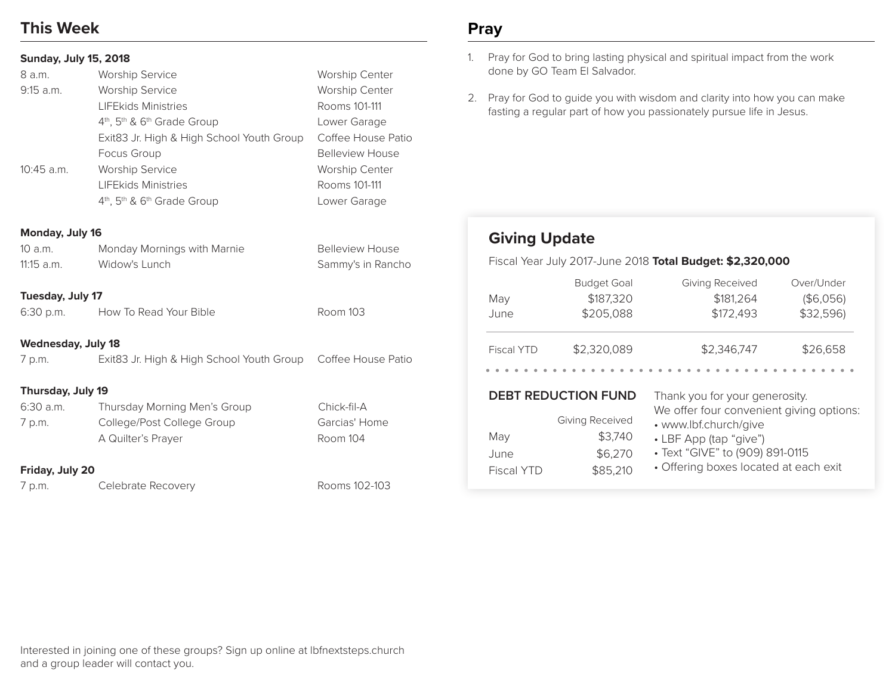## This Week

**Sunday, July 15, 2018**

| | | |
|---|---|---|
| 8 a.m. | Worship Service | Worship Center |
| 9:15 a.m. | Worship Service | Worship Center |
| | LIFEkids Ministries | Rooms 101-111 |
| | 4th, 5th & 6th Grade Group | Lower Garage |
| | Exit83 Jr. High & High School Youth Group | Coffee House Patio |
| | Focus Group | Belleview House |
| 10:45 a.m. | Worship Service | Worship Center |
| | LIFEkids Ministries | Rooms 101-111 |
| | 4th, 5th & 6th Grade Group | Lower Garage |

**Monday, July 16**

| | | |
|---|---|---|
| 10 a.m. | Monday Mornings with Marnie | Belleview House |
| 11:15 a.m. | Widow's Lunch | Sammy's in Rancho |

**Tuesday, July 17**

| | | |
|---|---|---|
| 6:30 p.m. | How To Read Your Bible | Room 103 |

**Wednesday, July 18**

| | | |
|---|---|---|
| 7 p.m. | Exit83 Jr. High & High School Youth Group | Coffee House Patio |

**Thursday, July 19**

| | | |
|---|---|---|
| 6:30 a.m. | Thursday Morning Men's Group | Chick-fil-A |
| 7 p.m. | College/Post College Group | Garcias' Home |
| | A Quilter's Prayer | Room 104 |

**Friday, July 20**

| | | |
|---|---|---|
| 7 p.m. | Celebrate Recovery | Rooms 102-103 |

Interested in joining one of these groups? Sign up online at lbfnextsteps.church and a group leader will contact you.

## Pray

1. Pray for God to bring lasting physical and spiritual impact from the work done by GO Team El Salvador.
2. Pray for God to guide you with wisdom and clarity into how you can make fasting a regular part of how you passionately pursue life in Jesus.

## Giving Update

Fiscal Year July 2017-June 2018 **Total Budget: $2,320,000**

| | Budget Goal | Giving Received | Over/Under |
|---|---|---|---|
| May | $187,320 | $181,264 | ($6,056) |
| June | $205,088 | $172,493 | $32,596) |
| Fiscal YTD | $2,320,089 | $2,346,747 | $26,658 |

### DEBT REDUCTION FUND

| | Giving Received |
|---|---|
| May | $3,740 |
| June | $6,270 |
| Fiscal YTD | $85,210 |

Thank you for your generosity.
We offer four convenient giving options:

- www.lbf.church/give
- LBF App (tap "give")
- Text "GIVE" to (909) 891-0115
- Offering boxes located at each exit